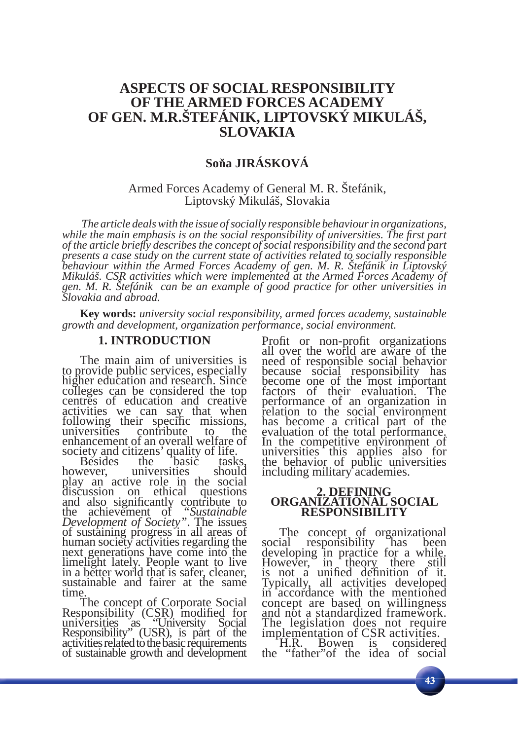# ASPECTS OF SOCIAL RESPONSIBILITY OF THE ARMED FORCES ACADEMY OF GEN. M.R.ŠTEFÁNIK, LIPTOVSKÝ MIKULÁŠ, SLOVAKIA

**Soňa JIRÁSKOVÁ**

Armed Forces Academy of General M. R. Štefánik, Liptovský Mikuláš, Slovakia

*The article deals with the issue of socially responsible behaviour in organizations, while the main emphasis is on the social responsibility of universities. The first part of the article briefly describes the concept of social responsibility and the second part presents a case study on the current state of activities related to socially responsible behaviour within the Armed Forces Academy of gen. M. R. Štefánik in Liptovský Mikuláš. CSR activities which were implemented at the Armed Forces Academy of gen. M. R. Štefánik can be an example of good practice for other universities in Slovakia and abroad.*

**Key words:** *university social responsibility, armed forces academy, sustainable growth and development, organization performance, social environment.*

## 1. INTRODUCTION

The main aim of universities is to provide public services, especially higher education and research. Since colleges can be considered the top centres of education and creative activities we can say that when following their specific missions, universities contribute to the enhancement of an overall welfare of society and citizens' quality of life.

Besides the basic tasks, however, universities should play an active role in the social discussion on ethical questions and also significantly contribute to the achievement of *"Sustainable Development of Society"*. The issues of sustaining progress in all areas of human society activities regarding the next generations have come into the limelight lately. People want to live in a better world that is safer, cleaner, sustainable and fairer at the same time.

The concept of Corporate Social Responsibility (CSR) modified for universities as "University Social Responsibility" (USR), is part of the activities related to the basic requirements of sustainable growth and development Profit or non-profit organizations all over the world are aware of the need of responsible social behavior because social responsibility has become one of the most important factors of their evaluation. The performance of an organization in relation to the social environment has become a critical part of the evaluation of the total performance. In the competitive environment of universities this applies also for the behavior of public universities including military academies.

## 2. DEFINING ORGANIZATIONAL SOCIAL RESPONSIBILITY

The concept of organizational social responsibility has been developing in practice for a while. However, in theory there still is not a unified definition of it. Typically, all activities developed in accordance with the mentioned concept are based on willingness and not a standardized framework. The legislation does not require implementation of CSR activities.

H.R. Bowen is considered the "father"of the idea of social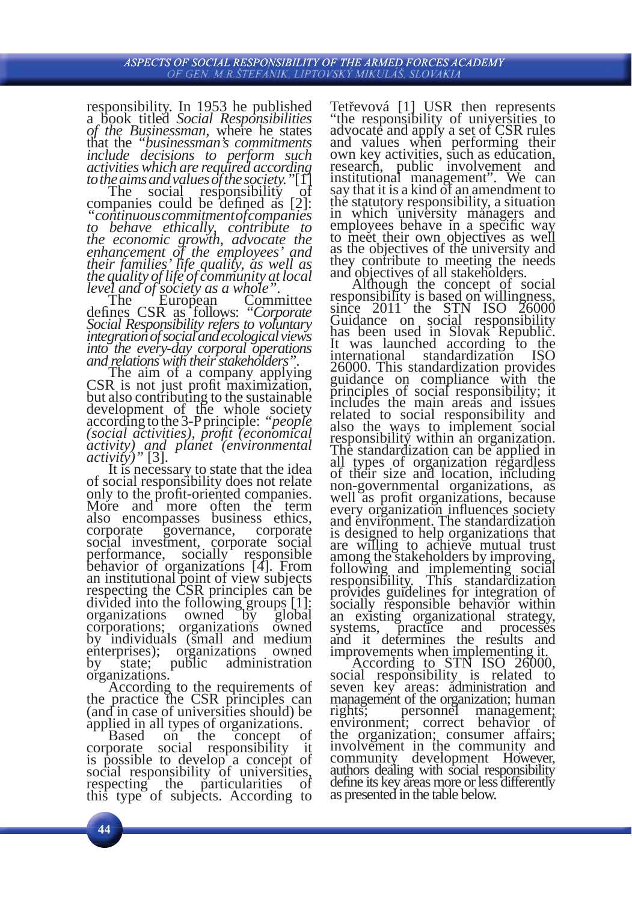responsibility. In 1953 he published a book titled *Social Responsibilities of the Businessman*, where he states that the "*businessman's commitments include decisions to perform such activities which are required according to the aims and values of the society.*"[1]

The social responsibility of companies could be defined as [2]: "*continuous commitment of companies to behave ethically, contribute to the economic growth, advocate the enhancement of the employees' and their families' life quality, as well as the quality of life of community at local level and of society as a whole*".

The European Committee defines CSR as follows: "*Corporate Social Responsibility refers to voluntary integration of social and ecological views into the every-day corporal operations and relations with their stakeholders*".

The aim of a company applying CSR is not just profit maximization, but also contributing to the sustainable development of the whole society according to the 3-P principle: "*people (social activities), profit (economical activity) and planet (environmental activity)*" [3].

It is necessary to state that the idea of social responsibility does not relate only to the profit-oriented companies. More and more often the term also encompasses business ethics, corporate governance, corporate social investment, corporate social performance, socially responsible behavior of organizations [4]. From an institutional point of view subjects respecting the CSR principles can be divided into the following groups [1]: organizations owned by global corporations; organizations owned by individuals (small and medium enterprises); organizations owned by state; public administration organizations.

According to the requirements of the practice the CSR principles can (and in case of universities should) be applied in all types of organizations.

Based on the concept of corporate social responsibility it is possible to develop a concept of social responsibility of universities, respecting the particularities of this type of subjects. According to Tetřevová [1] USR then represents "the responsibility of universities to advocate and apply a set of CSR rules and values when performing their own key activities, such as education, research, public involvement and institutional management". We can say that it is a kind of an amendment to the statutory responsibility, a situation in which university managers and employees behave in a specific way to meet their own objectives as well as the objectives of the university and they contribute to meeting the needs and objectives of all stakeholders.

Although the concept of social responsibility is based on willingness, since 2011 the STN ISO 26000 Guidance on social responsibility has been used in Slovak Republic. It was launched according to the international standardization ISO 26000. This standardization provides guidance on compliance with the principles of social responsibility; it includes the main areas and issues related to social responsibility and also the ways to implement social responsibility within an organization. The standardization can be applied in all types of organization regardless of their size and location, including non-governmental organizations, as well as profit organizations, because every organization influences society and environment. The standardization is designed to help organizations that are willing to achieve mutual trust among the stakeholders by improving, following and implementing social responsibility. This standardization provides guidelines for integration of socially responsible behavior within an existing organizational strategy, systems, practice and processes and it determines the results and improvements when implementing it.

According to STN ISO 26000, social responsibility is related to seven key areas: administration and management of the organization; human rights; personnel management; environment; correct behavior of the organization; consumer affairs; involvement in the community and community development However, authors dealing with social responsibility define its key areas more or less differently as presented in the table below.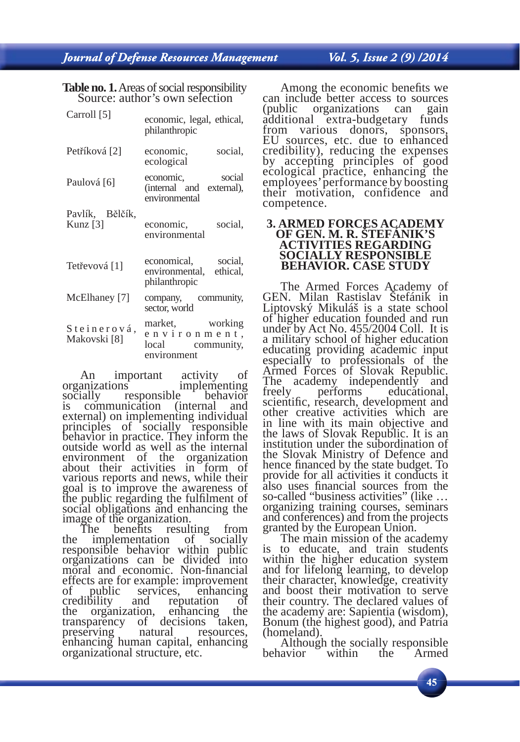**Table no. 1.** Areas of social responsibility
Source: author's own selection

| Author | Areas |
|---|---|
| Carroll [5] | economic, legal, ethical, philanthropic |
| Petříková [2] | economic, social, ecological |
| Paulová [6] | economic, social (internal and external), environmental |
| Pavlík, Bělčík, Kunz [3] | economic, social, environmental |
| Tetřevová [1] | economical, social, environmental, ethical, philanthropic |
| McElhaney [7] | company, community, sector, world |
| Steinerová, Makovski [8] | market, working environment, local community, environment |

An important activity of organizations implementing socially responsible behavior is communication (internal and external) on implementing individual principles of socially responsible behavior in practice. They inform the outside world as well as the internal environment of the organization about their activities in form of various reports and news, while their goal is to improve the awareness of the public regarding the fulfilment of social obligations and enhancing the image of the organization.

The benefits resulting from the implementation of socially responsible behavior within public organizations can be divided into moral and economic. Non-financial effects are for example: improvement of public services, enhancing credibility and reputation of the organization, enhancing the transparency of decisions taken, preserving natural resources, enhancing human capital, enhancing organizational structure, etc.

Among the economic benefits we can include better access to sources (public organizations can gain additional extra-budgetary funds from various donors, sponsors, EU sources, etc. due to enhanced credibility), reducing the expenses by accepting principles of good ecological practice, enhancing the employees' performance by boosting their motivation, confidence and competence.

## 3. ARMED FORCES ACADEMY OF GEN. M. R. ŠTEFÁNIK'S ACTIVITIES REGARDING SOCIALLY RESPONSIBLE BEHAVIOR. CASE STUDY

The Armed Forces Academy of GEN. Milan Rastislav Štefánik in Liptovský Mikuláš is a state school of higher education founded and run under by Act No. 455/2004 Coll. It is a military school of higher education educating providing academic input especially to professionals of the Armed Forces of Slovak Republic. The academy independently and freely performs educational, scientific, research, development and other creative activities which are in line with its main objective and the laws of Slovak Republic. It is an institution under the subordination of the Slovak Ministry of Defence and hence financed by the state budget. To provide for all activities it conducts it also uses financial sources from the so-called "business activities" (like … organizing training courses, seminars and conferences) and from the projects granted by the European Union.

The main mission of the academy is to educate, and train students within the higher education system and for lifelong learning, to develop their character, knowledge, creativity and boost their motivation to serve their country. The declared values of the academy are: Sapientia (wisdom), Bonum (the highest good), and Patria (homeland).

Although the socially responsible behavior within the Armed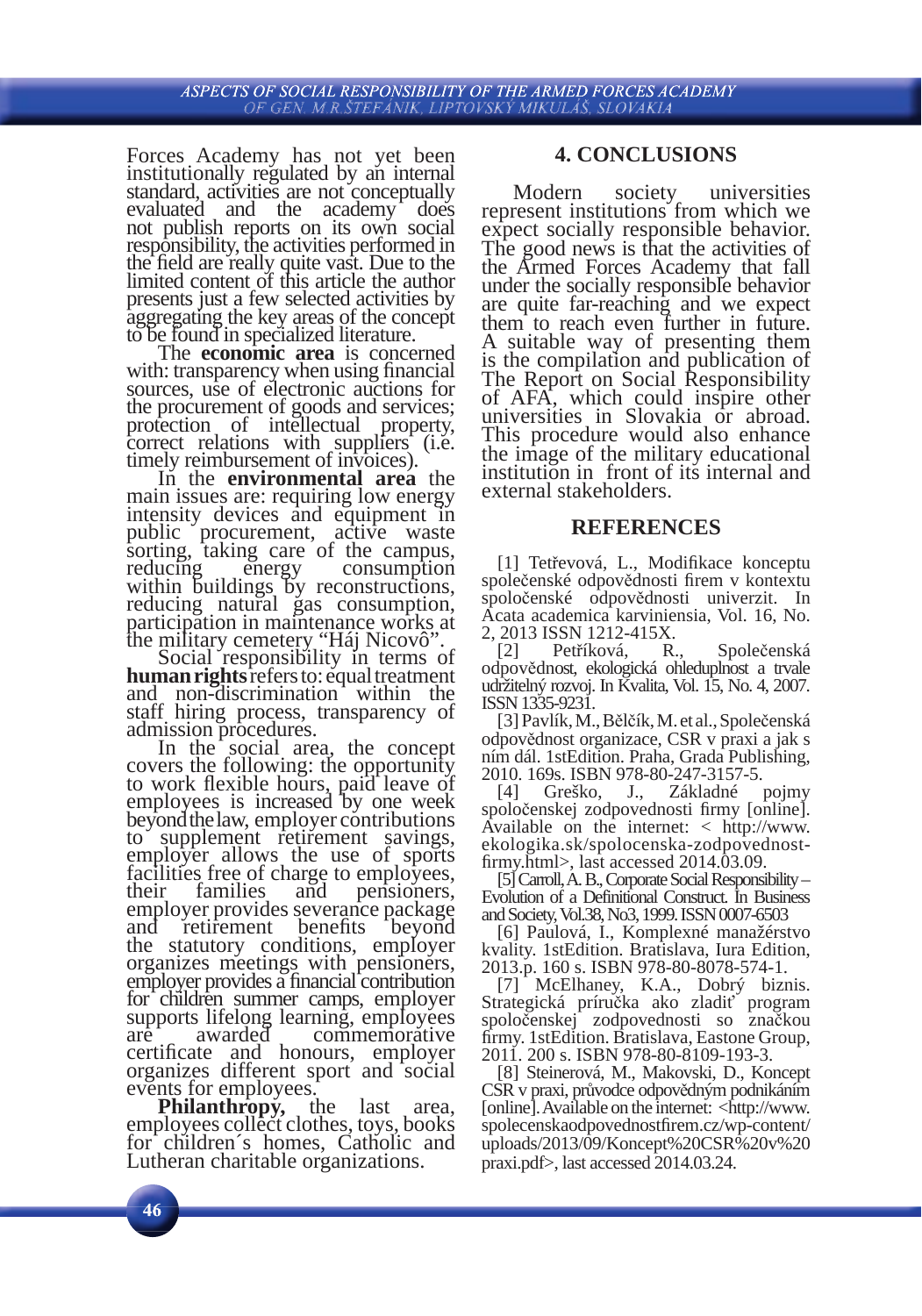Forces Academy has not yet been institutionally regulated by an internal standard, activities are not conceptually evaluated and the academy does not publish reports on its own social responsibility, the activities performed in the field are really quite vast. Due to the limited content of this article the author presents just a few selected activities by aggregating the key areas of the concept to be found in specialized literature.

The **economic area** is concerned with: transparency when using financial sources, use of electronic auctions for the procurement of goods and services; protection of intellectual property, correct relations with suppliers (i.e. timely reimbursement of invoices).

In the **environmental area** the main issues are: requiring low energy intensity devices and equipment in public procurement, active waste sorting, taking care of the campus, reducing energy consumption within buildings by reconstructions, reducing natural gas consumption, participation in maintenance works at the military cemetery "Háj Nicovô".

Social responsibility in terms of **human rights** refers to: equal treatment and non-discrimination within the staff hiring process, transparency of admission procedures.

In the social area, the concept covers the following: the opportunity to work flexible hours, paid leave of employees is increased by one week beyond the law, employer contributions to supplement retirement savings, employer allows the use of sports facilities free of charge to employees, their families and pensioners, employer provides severance package and retirement benefits beyond the statutory conditions, employer organizes meetings with pensioners, employer provides a financial contribution for children summer camps, employer supports lifelong learning, employees are awarded commemorative certificate and honours, employer organizes different sport and social events for employees.

**Philanthropy,** the last area, employees collect clothes, toys, books for children´s homes, Catholic and Lutheran charitable organizations.

## 4. CONCLUSIONS

Modern society universities represent institutions from which we expect socially responsible behavior. The good news is that the activities of the Armed Forces Academy that fall under the socially responsible behavior are quite far-reaching and we expect them to reach even further in future. A suitable way of presenting them is the compilation and publication of The Report on Social Responsibility of AFA, which could inspire other universities in Slovakia or abroad. This procedure would also enhance the image of the military educational institution in front of its internal and external stakeholders.

## REFERENCES

[1] Tetřevová, L., Modifikace konceptu společenské odpovědnosti firem v kontextu společenské odpovědnosti univerzit. In Acata academica karviniensia, Vol. 16, No. 2, 2013 ISSN 1212-415X.

[2] Petříková, R., Společenská odpovědnost, ekologická ohleduplnost a trvale udržitelný rozvoj. In Kvalita, Vol. 15, No. 4, 2007. ISSN 1335-9231.

[3] Pavlík, M., Bělčík, M. et al., Společenská odpovědnost organizace, CSR v praxi a jak s ním dál. 1stEdition. Praha, Grada Publishing, 2010. 169s. ISBN 978-80-247-3157-5.

[4] Greško, J., Základné pojmy spoločenskej zodpovednosti firmy [online]. Available on the internet: < http://www.ekologika.sk/spolocenska-zodpovednost-firmy.html>, last accessed 2014.03.09.

[5] Carroll, A. B., Corporate Social Responsibility – Evolution of a Definitional Construct. In Business and Society, Vol.38, No3, 1999. ISSN 0007-6503

[6] Paulová, I., Komplexné manažérstvo kvality. 1stEdition. Bratislava, Iura Edition, 2013.p. 160 s. ISBN 978-80-8078-574-1.

[7] McElhaney, K.A., Dobrý biznis. Strategická príručka ako zladiť program spoločenskej zodpovednosti so značkou firmy. 1stEdition. Bratislava, Eastone Group, 2011. 200 s. ISBN 978-80-8109-193-3.

[8] Steinerová, M., Makovski, D., Koncept CSR v praxi, průvodce odpovědným podnikáním [online]. Available on the internet: <http://www.spolecenskaodpovednostfirem.cz/wp-content/uploads/2013/09/Koncept%20CSR%20v%20praxi.pdf>, last accessed 2014.03.24.